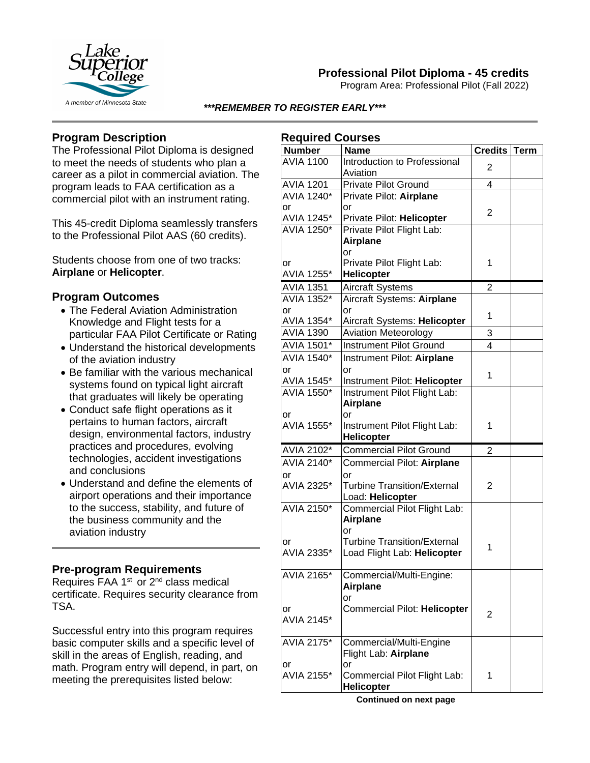Lake Superior College
A member of Minnesota State

# Professional Pilot Diploma - 45 credits

Program Area: Professional Pilot (Fall 2022)

***REMEMBER TO REGISTER EARLY***

## Program Description

The Professional Pilot Diploma is designed to meet the needs of students who plan a career as a pilot in commercial aviation. The program leads to FAA certification as a commercial pilot with an instrument rating.

This 45-credit Diploma seamlessly transfers to the Professional Pilot AAS (60 credits).

Students choose from one of two tracks: **Airplane** or **Helicopter**.

## Program Outcomes

- The Federal Aviation Administration Knowledge and Flight tests for a particular FAA Pilot Certificate or Rating
- Understand the historical developments of the aviation industry
- Be familiar with the various mechanical systems found on typical light aircraft that graduates will likely be operating
- Conduct safe flight operations as it pertains to human factors, aircraft design, environmental factors, industry practices and procedures, evolving technologies, accident investigations and conclusions
- Understand and define the elements of airport operations and their importance to the success, stability, and future of the business community and the aviation industry

## Pre-program Requirements

Requires FAA 1st or 2nd class medical certificate. Requires security clearance from TSA.

Successful entry into this program requires basic computer skills and a specific level of skill in the areas of English, reading, and math. Program entry will depend, in part, on meeting the prerequisites listed below:

## Required Courses

| Number | Name | Credits | Term |
|---|---|---|---|
| AVIA 1100 | Introduction to Professional Aviation | 2 | |
| AVIA 1201 | Private Pilot Ground | 4 | |
| AVIA 1240* or AVIA 1245* | Private Pilot: **Airplane** or Private Pilot: **Helicopter** | 2 | |
| AVIA 1250* or AVIA 1255* | Private Pilot Flight Lab: **Airplane** or Private Pilot Flight Lab: **Helicopter** | 1 | |
| AVIA 1351 | Aircraft Systems | 2 | |
| AVIA 1352* or AVIA 1354* | Aircraft Systems: **Airplane** or Aircraft Systems: **Helicopter** | 1 | |
| AVIA 1390 | Aviation Meteorology | 3 | |
| AVIA 1501* | Instrument Pilot Ground | 4 | |
| AVIA 1540* or AVIA 1545* | Instrument Pilot: **Airplane** or Instrument Pilot: **Helicopter** | 1 | |
| AVIA 1550* or AVIA 1555* | Instrument Pilot Flight Lab: **Airplane** or Instrument Pilot Flight Lab: **Helicopter** | 1 | |
| AVIA 2102* | Commercial Pilot Ground | 2 | |
| AVIA 2140* or AVIA 2325* | Commercial Pilot: **Airplane** or Turbine Transition/External Load: **Helicopter** | 2 | |
| AVIA 2150* or AVIA 2335* | Commercial Pilot Flight Lab: **Airplane** or Turbine Transition/External Load Flight Lab: **Helicopter** | 1 | |
| AVIA 2165* or AVIA 2145* | Commercial/Multi-Engine: **Airplane** or Commercial Pilot: **Helicopter** | 2 | |
| AVIA 2175* or AVIA 2155* | Commercial/Multi-Engine Flight Lab: **Airplane** or Commercial Pilot Flight Lab: **Helicopter** | 1 | |

**Continued on next page**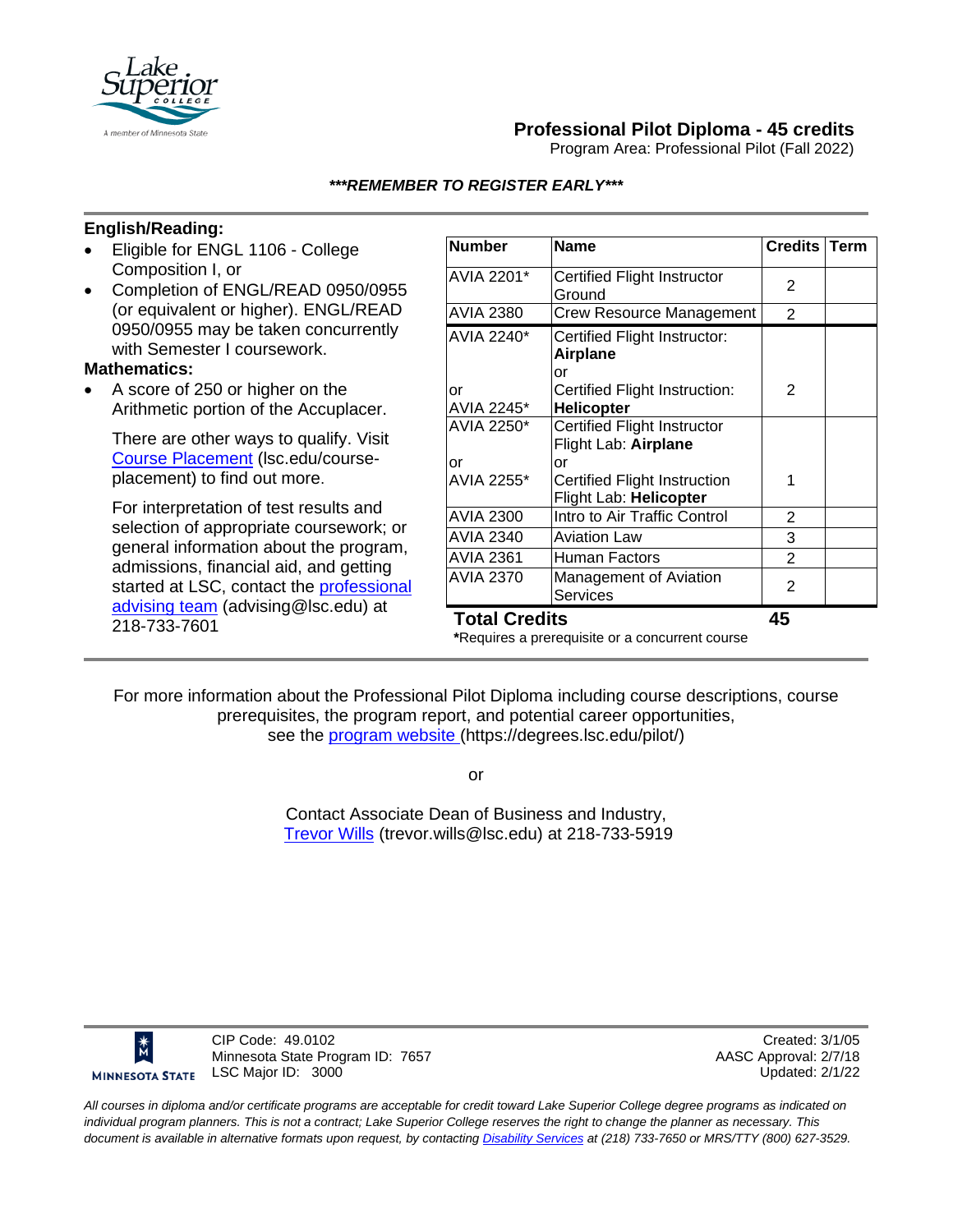## Professional Pilot Diploma - 45 credits

Program Area: Professional Pilot (Fall 2022)

***REMEMBER TO REGISTER EARLY***

**English/Reading:**

- Eligible for ENGL 1106 - College Composition I, or
- Completion of ENGL/READ 0950/0955 (or equivalent or higher). ENGL/READ 0950/0955 may be taken concurrently with Semester I coursework.

**Mathematics:**

- A score of 250 or higher on the Arithmetic portion of the Accuplacer.

There are other ways to qualify. Visit Course Placement (lsc.edu/course-placement) to find out more.

For interpretation of test results and selection of appropriate coursework; or general information about the program, admissions, financial aid, and getting started at LSC, contact the professional advising team (advising@lsc.edu) at 218-733-7601

| Number | Name | Credits | Term |
|---|---|---|---|
| AVIA 2201* | Certified Flight Instructor Ground | 2 | |
| AVIA 2380 | Crew Resource Management | 2 | |
| AVIA 2240* or AVIA 2245* | Certified Flight Instructor: **Airplane** or Certified Flight Instruction: **Helicopter** | 2 | |
| AVIA 2250* or AVIA 2255* | Certified Flight Instructor Flight Lab: **Airplane** or Certified Flight Instruction Flight Lab: **Helicopter** | 1 | |
| AVIA 2300 | Intro to Air Traffic Control | 2 | |
| AVIA 2340 | Aviation Law | 3 | |
| AVIA 2361 | Human Factors | 2 | |
| AVIA 2370 | Management of Aviation Services | 2 | |
| **Total Credits** | | **45** | |

***Requires a prerequisite or a concurrent course**

For more information about the Professional Pilot Diploma including course descriptions, course prerequisites, the program report, and potential career opportunities, see the program website (https://degrees.lsc.edu/pilot/)

or

Contact Associate Dean of Business and Industry, Trevor Wills (trevor.wills@lsc.edu) at 218-733-5919

CIP Code: 49.0102
Minnesota State Program ID: 7657
LSC Major ID: 3000

Created: 3/1/05
AASC Approval: 2/7/18
Updated: 2/1/22

*All courses in diploma and/or certificate programs are acceptable for credit toward Lake Superior College degree programs as indicated on individual program planners. This is not a contract; Lake Superior College reserves the right to change the planner as necessary. This document is available in alternative formats upon request, by contacting Disability Services at (218) 733-7650 or MRS/TTY (800) 627-3529.*